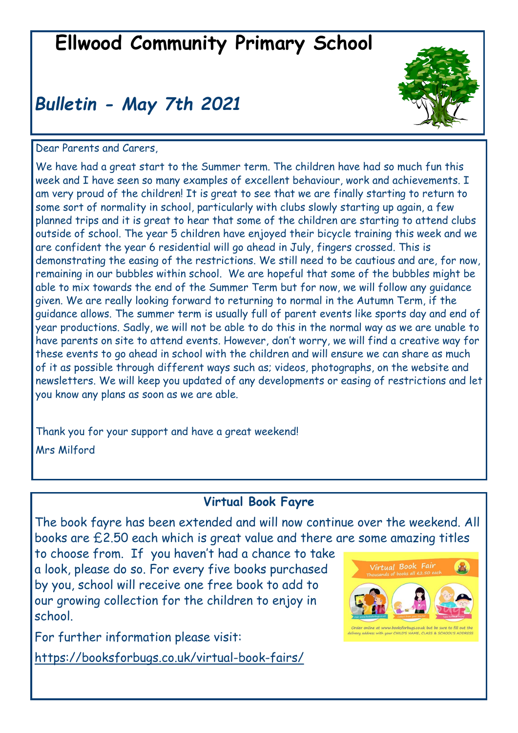# Ellwood Community Primary School

## *Bulletin - May 7th 2021*

Dear Parents and Carers,

We have had a great start to the Summer term. The children have had so much fun this week and I have seen so many examples of excellent behaviour, work and achievements. I am very proud of the children! It is great to see that we are finally starting to return to some sort of normality in school, particularly with clubs slowly starting up again, a few planned trips and it is great to hear that some of the children are starting to attend clubs outside of school. The year 5 children have enjoyed their bicycle training this week and we are confident the year 6 residential will go ahead in July, fingers crossed. This is demonstrating the easing of the restrictions. We still need to be cautious and are, for now, remaining in our bubbles within school. We are hopeful that some of the bubbles might be able to mix towards the end of the Summer Term but for now, we will follow any guidance given. We are really looking forward to returning to normal in the Autumn Term, if the guidance allows. The summer term is usually full of parent events like sports day and end of year productions. Sadly, we will not be able to do this in the normal way as we are unable to have parents on site to attend events. However, don't worry, we will find a creative way for these events to go ahead in school with the children and will ensure we can share as much of it as possible through different ways such as; videos, photographs, on the website and newsletters. We will keep you updated of any developments or easing of restrictions and let you know any plans as soon as we are able.

Thank you for your support and have a great weekend!

Mrs Milford

### Virtual Book Fayre

The book fayre has been extended and will now continue over the weekend. All books are £2.50 each which is great value and there are some amazing titles to choose from. If you haven't had a chance to take a look, please do so. For every five books purchased by you, school will receive one free book to add to our growing collection for the children to enjoy in school.

For further information please visit:

https://booksforbugs.co.uk/virtual-book-fairs/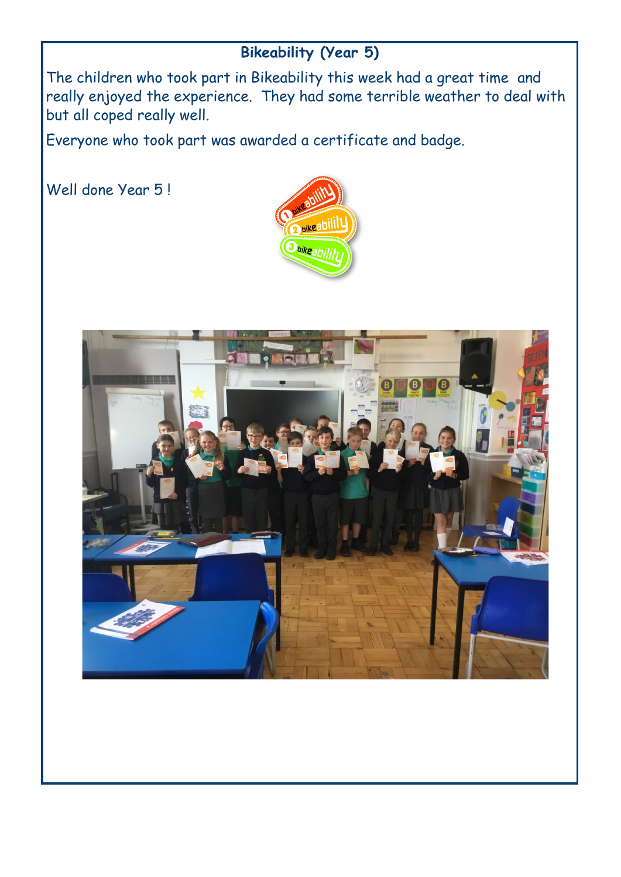**Bikeability (Year 5)**

The children who took part in Bikeability this week had a great time and really enjoyed the experience. They had some terrible weather to deal with but all coped really well.

Everyone who took part was awarded a certificate and badge.

Well done Year 5 !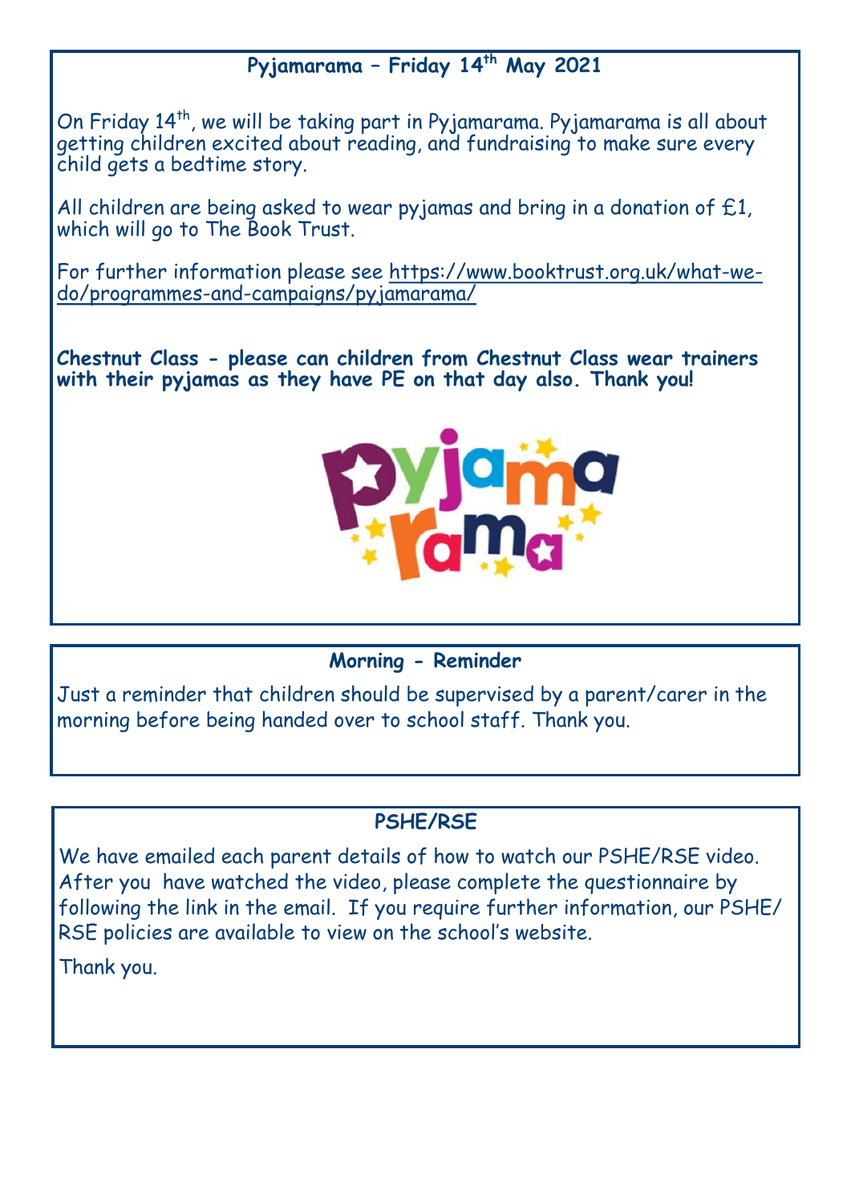## Pyjamarama – Friday 14th May 2021

On Friday 14th, we will be taking part in Pyjamarama. Pyjamarama is all about getting children excited about reading, and fundraising to make sure every child gets a bedtime story.

All children are being asked to wear pyjamas and bring in a donation of £1, which will go to The Book Trust.

For further information please see https://www.booktrust.org.uk/what-we-do/programmes-and-campaigns/pyjamarama/

**Chestnut Class - please can children from Chestnut Class wear trainers with their pyjamas as they have PE on that day also. Thank you!**

## Morning - Reminder

Just a reminder that children should be supervised by a parent/carer in the morning before being handed over to school staff. Thank you.

## PSHE/RSE

We have emailed each parent details of how to watch our PSHE/RSE video. After you have watched the video, please complete the questionnaire by following the link in the email. If you require further information, our PSHE/ RSE policies are available to view on the school's website.

Thank you.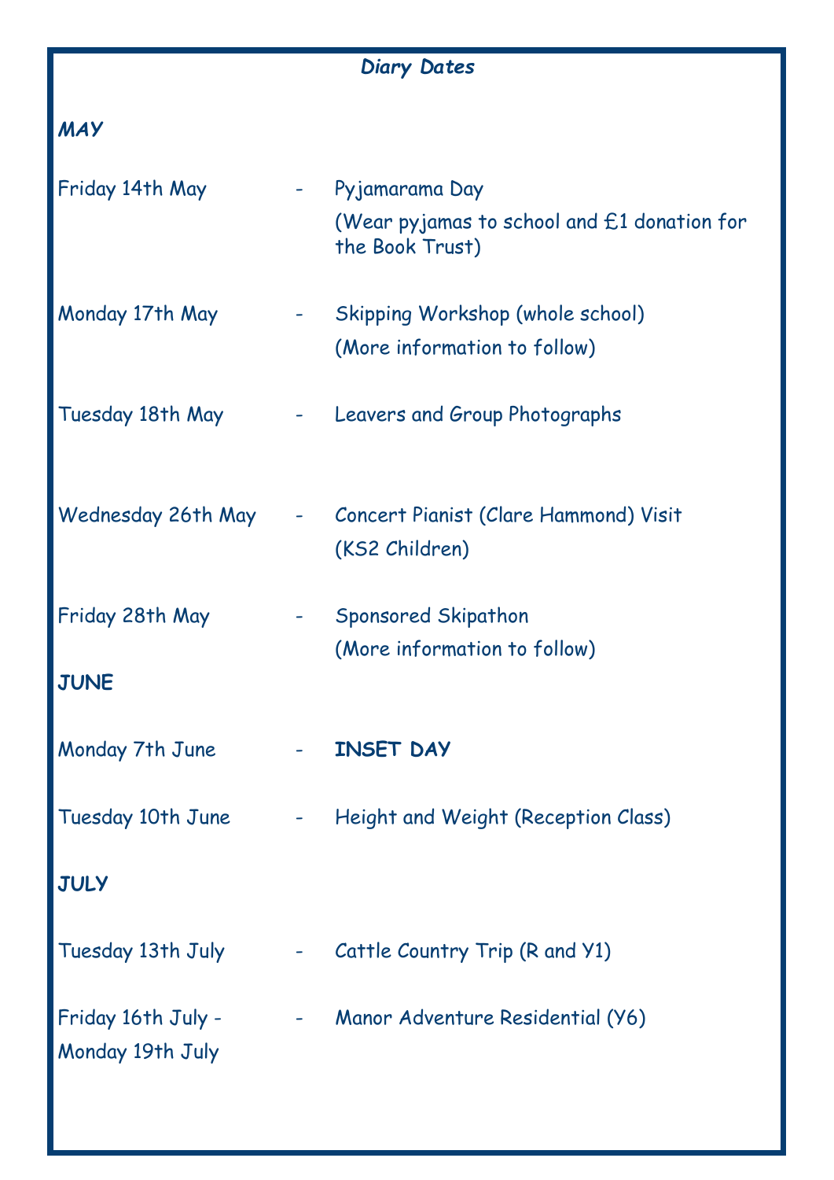# *Diary Dates*

## *MAY*

| | | |
|---|---|---|
| Friday 14th May | - | Pyjamarama Day (Wear pyjamas to school and £1 donation for the Book Trust) |
| Monday 17th May | - | Skipping Workshop (whole school) (More information to follow) |
| Tuesday 18th May | - | Leavers and Group Photographs |
| Wednesday 26th May | - | Concert Pianist (Clare Hammond) Visit (KS2 Children) |
| Friday 28th May | - | Sponsored Skipathon (More information to follow) |

## JUNE

| | | |
|---|---|---|
| Monday 7th June | - | **INSET DAY** |
| Tuesday 10th June | - | Height and Weight (Reception Class) |

## JULY

| | | |
|---|---|---|
| Tuesday 13th July | - | Cattle Country Trip (R and Y1) |
| Friday 16th July - Monday 19th July | - | Manor Adventure Residential (Y6) |